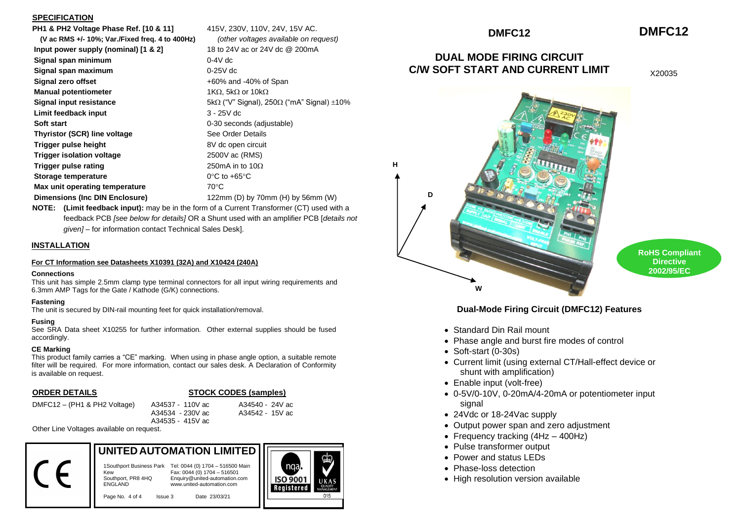## SPECIFICATION

| | |
|---|---|
| **PH1 & PH2 Voltage Phase Ref. [10 & 11]** | 415V, 230V, 110V, 24V, 15V AC. |
| **(V ac RMS +/- 10%; Var./Fixed freq. 4 to 400Hz)** | *(other voltages available on request)* |
| **Input power supply (nominal) [1 & 2]** | 18 to 24V ac or 24V dc @ 200mA |
| **Signal span minimum** | 0-4V dc |
| **Signal span maximum** | 0-25V dc |
| **Signal zero offset** | +60% and -40% of Span |
| **Manual potentiometer** | 1KΩ, 5kΩ or 10kΩ |
| **Signal input resistance** | 5kΩ ("V" Signal), 250Ω ("mA" Signal) ±10% |
| **Limit feedback input** | 3 - 25V dc |
| **Soft start** | 0-30 seconds (adjustable) |
| **Thyristor (SCR) line voltage** | See Order Details |
| **Trigger pulse height** | 8V dc open circuit |
| **Trigger isolation voltage** | 2500V ac (RMS) |
| **Trigger pulse rating** | 250mA in to 10Ω |
| **Storage temperature** | 0°C to +65°C |
| **Max unit operating temperature** | 70°C |
| **Dimensions (Inc DIN Enclosure)** | 122mm (D) by 70mm (H) by 56mm (W) |

**NOTE: (Limit feedback input):** may be in the form of a Current Transformer (CT) used with a feedback PCB *[see below for details]* OR a Shunt used with an amplifier PCB [*details not given]* – for information contact Technical Sales Desk].

## INSTALLATION

**For CT Information see Datasheets X10391 (32A) and X10424 (240A)**

#### Connections

This unit has simple 2.5mm clamp type terminal connectors for all input wiring requirements and 6.3mm AMP Tags for the Gate / Kathode (G/K) connections.

#### Fastening

The unit is secured by DIN-rail mounting feet for quick installation/removal.

#### Fusing

See SRA Data sheet X10255 for further information. Other external supplies should be fused accordingly.

#### CE Marking

This product family carries a "CE" marking. When using in phase angle option, a suitable remote filter will be required. For more information, contact our sales desk. A Declaration of Conformity is available on request.

## ORDER DETAILS

## STOCK CODES (samples)

| | | |
|---|---|---|
| DMFC12 – (PH1 & PH2 Voltage) | A34537 - 110V ac | A34540 - 24V ac |
| | A34534 - 230V ac | A34542 - 15V ac |
| | A34535 - 415V ac | |

Other Line Voltages available on request.

**UNITED AUTOMATION LIMITED**

1Southport Business Park
Kew
Southport, PR8 4HQ
ENGLAND

Tel: 0044 (0) 1704 – 516500 Main
Fax: 0044 (0) 1704 – 516501
Enquiry@united-automation.com
www.united-automation.com

Issue 3 Date 23/03/21

# DMFC12

## DUAL MODE FIRING CIRCUIT C/W SOFT START AND CURRENT LIMIT

X20035

H

D

W

**RoHS Compliant Directive 2002/95/EC**

### Dual-Mode Firing Circuit (DMFC12) Features

- Standard Din Rail mount
- Phase angle and burst fire modes of control
- Soft-start (0-30s)
- Current limit (using external CT/Hall-effect device or shunt with amplification)
- Enable input (volt-free)
- 0-5V/0-10V, 0-20mA/4-20mA or potentiometer input signal
- 24Vdc or 18-24Vac supply
- Output power span and zero adjustment
- Frequency tracking (4Hz – 400Hz)
- Pulse transformer output
- Power and status LEDs
- Phase-loss detection
- High resolution version available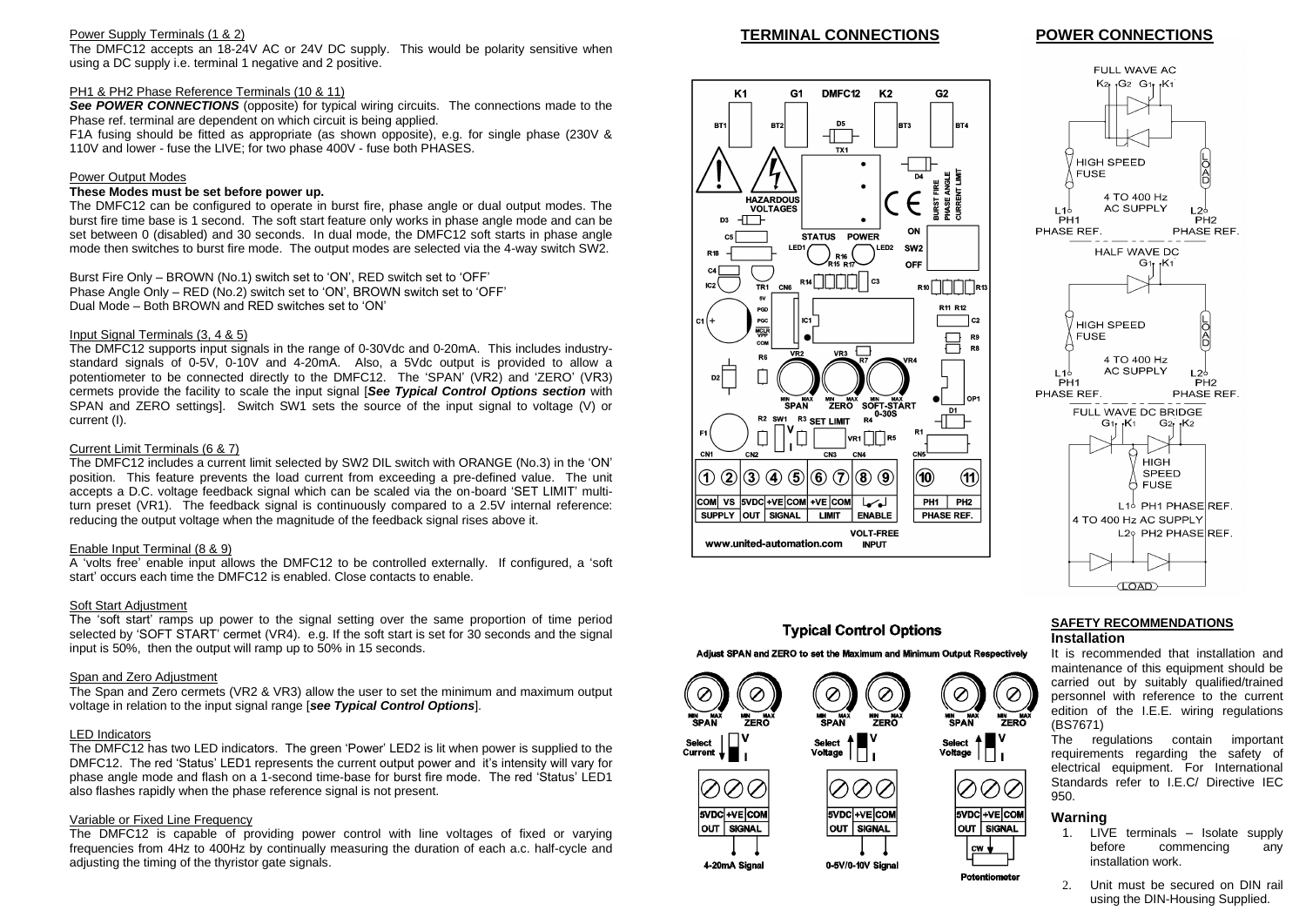Power Supply Terminals (1 & 2)

The DMFC12 accepts an 18-24V AC or 24V DC supply. This would be polarity sensitive when using a DC supply i.e. terminal 1 negative and 2 positive.

PH1 & PH2 Phase Reference Terminals (10 & 11)

***See POWER CONNECTIONS*** (opposite) for typical wiring circuits. The connections made to the Phase ref. terminal are dependent on which circuit is being applied.

F1A fusing should be fitted as appropriate (as shown opposite), e.g. for single phase (230V & 110V and lower - fuse the LIVE; for two phase 400V - fuse both PHASES.

Power Output Modes

**These Modes must be set before power up.**

The DMFC12 can be configured to operate in burst fire, phase angle or dual output modes. The burst fire time base is 1 second. The soft start feature only works in phase angle mode and can be set between 0 (disabled) and 30 seconds. In dual mode, the DMFC12 soft starts in phase angle mode then switches to burst fire mode. The output modes are selected via the 4-way switch SW2.

Burst Fire Only – BROWN (No.1) switch set to 'ON', RED switch set to 'OFF'
Phase Angle Only – RED (No.2) switch set to 'ON', BROWN switch set to 'OFF'
Dual Mode – Both BROWN and RED switches set to 'ON'

Input Signal Terminals (3, 4 & 5)

The DMFC12 supports input signals in the range of 0-30Vdc and 0-20mA. This includes industry-standard signals of 0-5V, 0-10V and 4-20mA. Also, a 5Vdc output is provided to allow a potentiometer to be connected directly to the DMFC12. The 'SPAN' (VR2) and 'ZERO' (VR3) cermets provide the facility to scale the input signal [***See Typical Control Options section*** with SPAN and ZERO settings]. Switch SW1 sets the source of the input signal to voltage (V) or current (I).

Current Limit Terminals (6 & 7)

The DMFC12 includes a current limit selected by SW2 DIL switch with ORANGE (No.3) in the 'ON' position. This feature prevents the load current from exceeding a pre-defined value. The unit accepts a D.C. voltage feedback signal which can be scaled via the on-board 'SET LIMIT' multi-turn preset (VR1). The feedback signal is continuously compared to a 2.5V internal reference: reducing the output voltage when the magnitude of the feedback signal rises above it.

Enable Input Terminal (8 & 9)

A 'volts free' enable input allows the DMFC12 to be controlled externally. If configured, a 'soft start' occurs each time the DMFC12 is enabled. Close contacts to enable.

Soft Start Adjustment

The 'soft start' ramps up power to the signal setting over the same proportion of time period selected by 'SOFT START' cermet (VR4). e.g. If the soft start is set for 30 seconds and the signal input is 50%, then the output will ramp up to 50% in 15 seconds.

Span and Zero Adjustment

The Span and Zero cermets (VR2 & VR3) allow the user to set the minimum and maximum output voltage in relation to the input signal range [***see Typical Control Options***].

LED Indicators

The DMFC12 has two LED indicators. The green 'Power' LED2 is lit when power is supplied to the DMFC12. The red 'Status' LED1 represents the current output power and it's intensity will vary for phase angle mode and flash on a 1-second time-base for burst fire mode. The red 'Status' LED1 also flashes rapidly when the phase reference signal is not present.

Variable or Fixed Line Frequency

The DMFC12 is capable of providing power control with line voltages of fixed or varying frequencies from 4Hz to 400Hz by continually measuring the duration of each a.c. half-cycle and adjusting the timing of the thyristor gate signals.

## TERMINAL CONNECTIONS

K1 G1 DMFC12 K2 G2
BT1 BT2 D5 TX1 BT3 BT4 D4
HAZARDOUS VOLTAGES
BURST FIRE
PHASE ANGLE
CURRENT LIMIT
ON SW2 OFF
STATUS POWER
LED1 LED2
VR2 VR3 VR4
SPAN ZERO SOFT-START 0-30S
SW1 V I SET LIMIT VR1

| 1 | 2 | 3 | 4 | 5 | 6 | 7 | 8 | 9 | 10 | 11 |
|---|---|---|---|---|---|---|---|---|---|---|
| COM | VS | 5VDC | +VE | COM | +VE | COM | | | PH1 | PH2 |
| SUPPLY | | OUT | SIGNAL | | LIMIT | | ENABLE | | PHASE REF. | |

VOLT-FREE INPUT

www.united-automation.com

## POWER CONNECTIONS

FULL WAVE AC
K2 G2 G1 K1
HIGH SPEED FUSE
LOAD
4 TO 400 Hz AC SUPPLY
L1 PH1 PHASE REF.
L2 PH2 PHASE REF.

HALF WAVE DC
G1 K1
HIGH SPEED FUSE
LOAD
4 TO 400 Hz AC SUPPLY
L1 PH1 PHASE REF.
L2 PH2 PHASE REF.

FULL WAVE DC BRIDGE
G1 K1 G2 K2
HIGH SPEED FUSE
L1 PH1 PHASE REF.
4 TO 400 Hz AC SUPPLY
L2 PH2 PHASE REF.
LOAD

## Typical Control Options

**Adjust SPAN and ZERO to set the Maximum and Minimum Output Respectively**

SPAN ZERO
Select Current
5VDC OUT | +VE COM SIGNAL
4-20mA Signal

SPAN ZERO
Select Voltage
5VDC OUT | +VE COM SIGNAL
0-5V/0-10V Signal

SPAN ZERO
Select Voltage
5VDC OUT | +VE COM SIGNAL
CW
Potentiometer

## SAFETY RECOMMENDATIONS

### Installation

It is recommended that installation and maintenance of this equipment should be carried out by suitably qualified/trained personnel with reference to the current edition of the I.E.E. wiring regulations (BS7671)

The regulations contain important requirements regarding the safety of electrical equipment. For International Standards refer to I.E.C/ Directive IEC 950.

### Warning

1. LIVE terminals – Isolate supply before commencing any installation work.
2. Unit must be secured on DIN rail using the DIN-Housing Supplied.